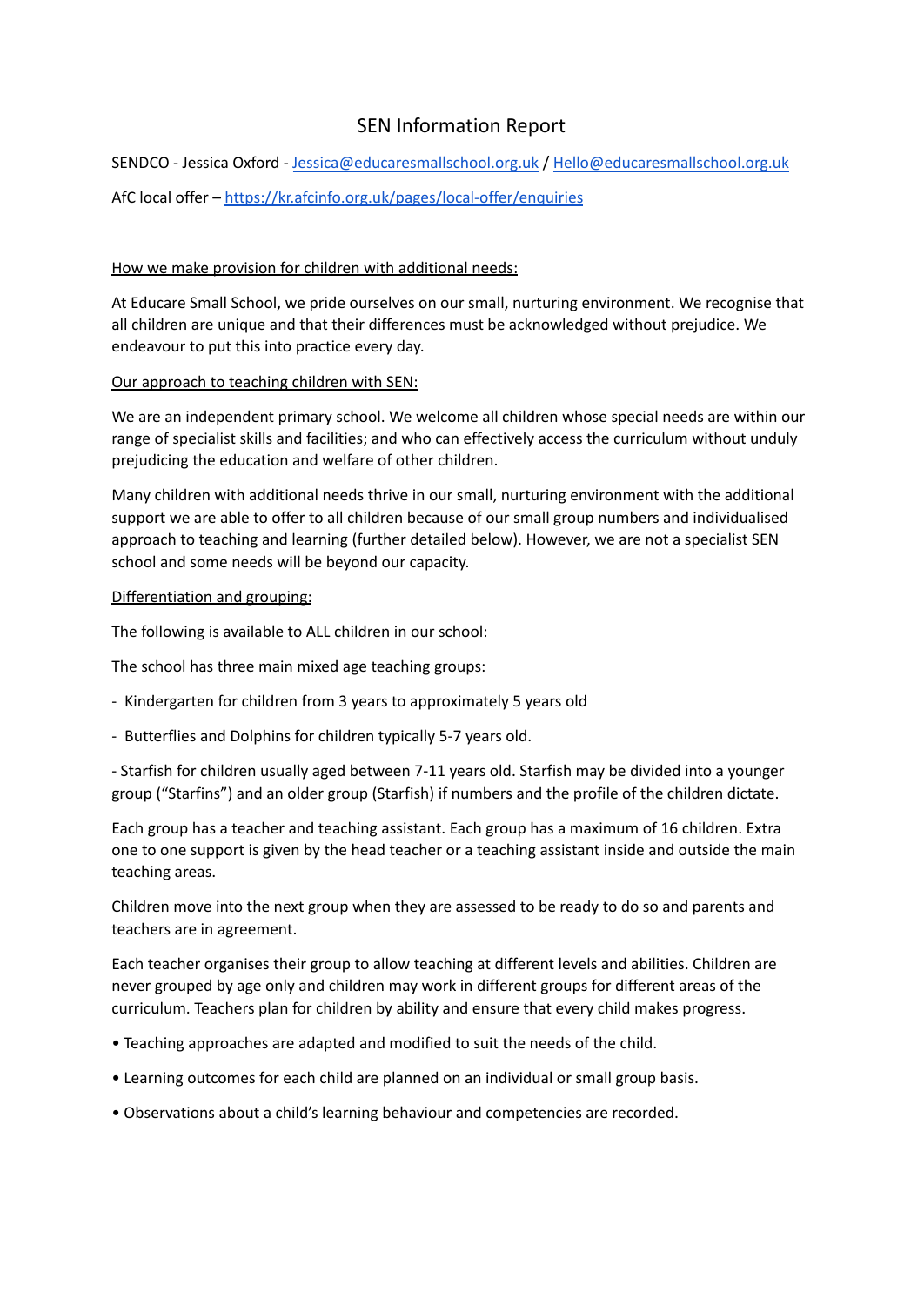# SEN Information Report

SENDCO - Jessica Oxford - [Jessica@educaresmallschool.org.uk](mailto:Jessica@educaresmallschool.org.uk) / [Hello@educaresmallschool.org.uk](mailto:Hello@educaresmallschool.org.uk)

AfC local offer – [https://kr.afcinfo.org.uk/pages/local-offer/enquiries](https://kr.afcinfo.org.uk/pages/local-offer/enquiries)

## How we make provision for children with additional needs:

At Educare Small School, we pride ourselves on our small, nurturing environment. We recognise that all children are unique and that their differences must be acknowledged without prejudice. We endeavour to put this into practice every day.

## Our approach to teaching children with SEN:

We are an independent primary school. We welcome all children whose special needs are within our range of specialist skills and facilities; and who can effectively access the curriculum without unduly prejudicing the education and welfare of other children.

Many children with additional needs thrive in our small, nurturing environment with the additional support we are able to offer to all children because of our small group numbers and individualised approach to teaching and learning (further detailed below). However, we are not a specialist SEN school and some needs will be beyond our capacity.

## Differentiation and grouping:

The following is available to ALL children in our school:

The school has three main mixed age teaching groups:

- Kindergarten for children from 3 years to approximately 5 years old
- Butterflies and Dolphins for children typically 5-7 years old.
- Starfish for children usually aged between 7-11 years old. Starfish may be divided into a younger group ("Starfins") and an older group (Starfish) if numbers and the profile of the children dictate.

Each group has a teacher and teaching assistant. Each group has a maximum of 16 children. Extra one to one support is given by the head teacher or a teaching assistant inside and outside the main teaching areas.

Children move into the next group when they are assessed to be ready to do so and parents and teachers are in agreement.

Each teacher organises their group to allow teaching at different levels and abilities. Children are never grouped by age only and children may work in different groups for different areas of the curriculum. Teachers plan for children by ability and ensure that every child makes progress.

- Teaching approaches are adapted and modified to suit the needs of the child.
- Learning outcomes for each child are planned on an individual or small group basis.
- Observations about a child's learning behaviour and competencies are recorded.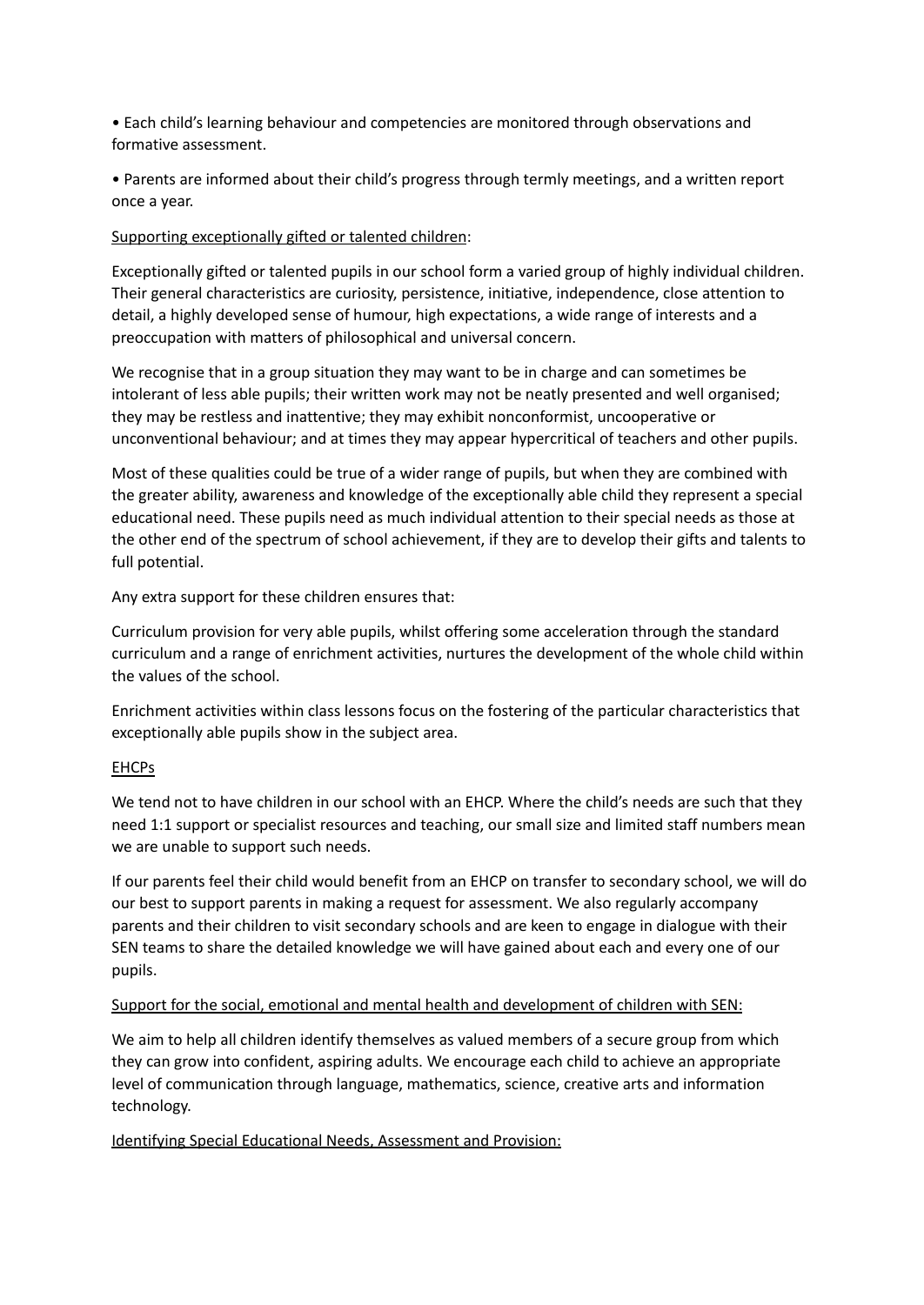- Each child's learning behaviour and competencies are monitored through observations and formative assessment.
- Parents are informed about their child's progress through termly meetings, and a written report once a year.

<u>Supporting exceptionally gifted or talented children</u>:

Exceptionally gifted or talented pupils in our school form a varied group of highly individual children. Their general characteristics are curiosity, persistence, initiative, independence, close attention to detail, a highly developed sense of humour, high expectations, a wide range of interests and a preoccupation with matters of philosophical and universal concern.

We recognise that in a group situation they may want to be in charge and can sometimes be intolerant of less able pupils; their written work may not be neatly presented and well organised; they may be restless and inattentive; they may exhibit nonconformist, uncooperative or unconventional behaviour; and at times they may appear hypercritical of teachers and other pupils.

Most of these qualities could be true of a wider range of pupils, but when they are combined with the greater ability, awareness and knowledge of the exceptionally able child they represent a special educational need. These pupils need as much individual attention to their special needs as those at the other end of the spectrum of school achievement, if they are to develop their gifts and talents to full potential.

Any extra support for these children ensures that:

Curriculum provision for very able pupils, whilst offering some acceleration through the standard curriculum and a range of enrichment activities, nurtures the development of the whole child within the values of the school.

Enrichment activities within class lessons focus on the fostering of the particular characteristics that exceptionally able pupils show in the subject area.

<u>EHCPs</u>

We tend not to have children in our school with an EHCP. Where the child's needs are such that they need 1:1 support or specialist resources and teaching, our small size and limited staff numbers mean we are unable to support such needs.

If our parents feel their child would benefit from an EHCP on transfer to secondary school, we will do our best to support parents in making a request for assessment. We also regularly accompany parents and their children to visit secondary schools and are keen to engage in dialogue with their SEN teams to share the detailed knowledge we will have gained about each and every one of our pupils.

<u>Support for the social, emotional and mental health and development of children with SEN:</u>

We aim to help all children identify themselves as valued members of a secure group from which they can grow into confident, aspiring adults. We encourage each child to achieve an appropriate level of communication through language, mathematics, science, creative arts and information technology.

<u>Identifying Special Educational Needs, Assessment and Provision:</u>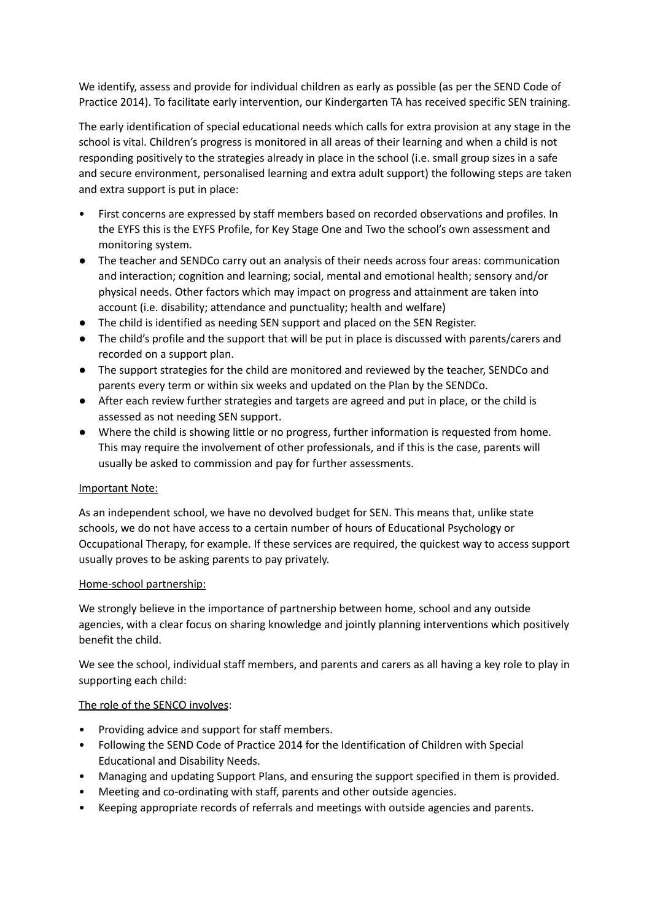We identify, assess and provide for individual children as early as possible (as per the SEND Code of Practice 2014). To facilitate early intervention, our Kindergarten TA has received specific SEN training.

The early identification of special educational needs which calls for extra provision at any stage in the school is vital. Children's progress is monitored in all areas of their learning and when a child is not responding positively to the strategies already in place in the school (i.e. small group sizes in a safe and secure environment, personalised learning and extra adult support) the following steps are taken and extra support is put in place:

- First concerns are expressed by staff members based on recorded observations and profiles. In the EYFS this is the EYFS Profile, for Key Stage One and Two the school's own assessment and monitoring system.
- The teacher and SENDCo carry out an analysis of their needs across four areas: communication and interaction; cognition and learning; social, mental and emotional health; sensory and/or physical needs. Other factors which may impact on progress and attainment are taken into account (i.e. disability; attendance and punctuality; health and welfare)
- The child is identified as needing SEN support and placed on the SEN Register.
- The child's profile and the support that will be put in place is discussed with parents/carers and recorded on a support plan.
- The support strategies for the child are monitored and reviewed by the teacher, SENDCo and parents every term or within six weeks and updated on the Plan by the SENDCo.
- After each review further strategies and targets are agreed and put in place, or the child is assessed as not needing SEN support.
- Where the child is showing little or no progress, further information is requested from home. This may require the involvement of other professionals, and if this is the case, parents will usually be asked to commission and pay for further assessments.

<u>Important Note:</u>

As an independent school, we have no devolved budget for SEN. This means that, unlike state schools, we do not have access to a certain number of hours of Educational Psychology or Occupational Therapy, for example. If these services are required, the quickest way to access support usually proves to be asking parents to pay privately.

<u>Home-school partnership:</u>

We strongly believe in the importance of partnership between home, school and any outside agencies, with a clear focus on sharing knowledge and jointly planning interventions which positively benefit the child.

We see the school, individual staff members, and parents and carers as all having a key role to play in supporting each child:

<u>The role of the SENCO involves</u>:

- Providing advice and support for staff members.
- Following the SEND Code of Practice 2014 for the Identification of Children with Special Educational and Disability Needs.
- Managing and updating Support Plans, and ensuring the support specified in them is provided.
- Meeting and co-ordinating with staff, parents and other outside agencies.
- Keeping appropriate records of referrals and meetings with outside agencies and parents.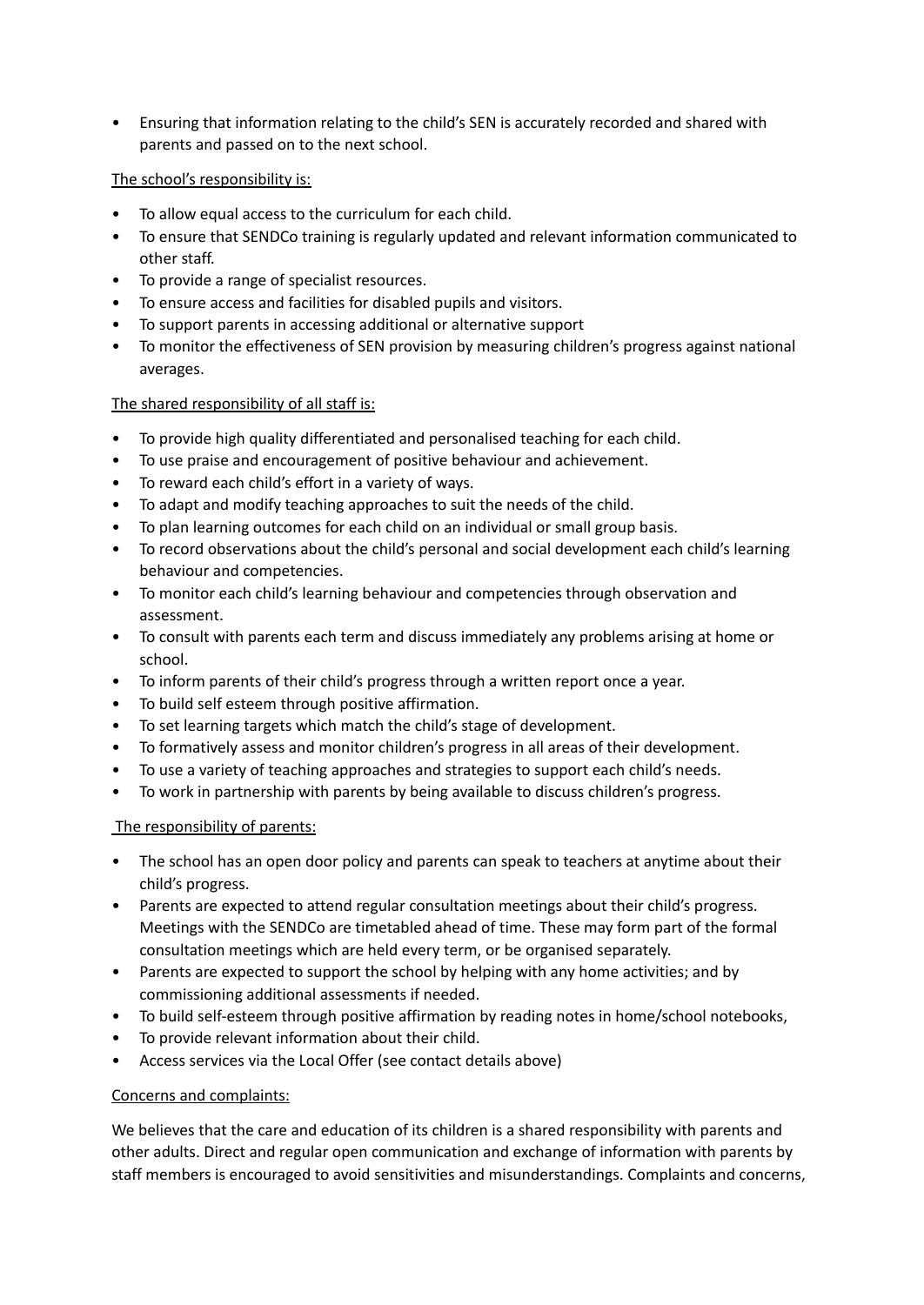- Ensuring that information relating to the child's SEN is accurately recorded and shared with parents and passed on to the next school.

<u>The school's responsibility is:</u>

- To allow equal access to the curriculum for each child.
- To ensure that SENDCo training is regularly updated and relevant information communicated to other staff.
- To provide a range of specialist resources.
- To ensure access and facilities for disabled pupils and visitors.
- To support parents in accessing additional or alternative support
- To monitor the effectiveness of SEN provision by measuring children's progress against national averages.

<u>The shared responsibility of all staff is:</u>

- To provide high quality differentiated and personalised teaching for each child.
- To use praise and encouragement of positive behaviour and achievement.
- To reward each child's effort in a variety of ways.
- To adapt and modify teaching approaches to suit the needs of the child.
- To plan learning outcomes for each child on an individual or small group basis.
- To record observations about the child's personal and social development each child's learning behaviour and competencies.
- To monitor each child's learning behaviour and competencies through observation and assessment.
- To consult with parents each term and discuss immediately any problems arising at home or school.
- To inform parents of their child's progress through a written report once a year.
- To build self esteem through positive affirmation.
- To set learning targets which match the child's stage of development.
- To formatively assess and monitor children's progress in all areas of their development.
- To use a variety of teaching approaches and strategies to support each child's needs.
- To work in partnership with parents by being available to discuss children's progress.

<u>The responsibility of parents:</u>

- The school has an open door policy and parents can speak to teachers at anytime about their child's progress.
- Parents are expected to attend regular consultation meetings about their child's progress. Meetings with the SENDCo are timetabled ahead of time. These may form part of the formal consultation meetings which are held every term, or be organised separately.
- Parents are expected to support the school by helping with any home activities; and by commissioning additional assessments if needed.
- To build self-esteem through positive affirmation by reading notes in home/school notebooks,
- To provide relevant information about their child.
- Access services via the Local Offer (see contact details above)

<u>Concerns and complaints:</u>

We believes that the care and education of its children is a shared responsibility with parents and other adults. Direct and regular open communication and exchange of information with parents by staff members is encouraged to avoid sensitivities and misunderstandings. Complaints and concerns,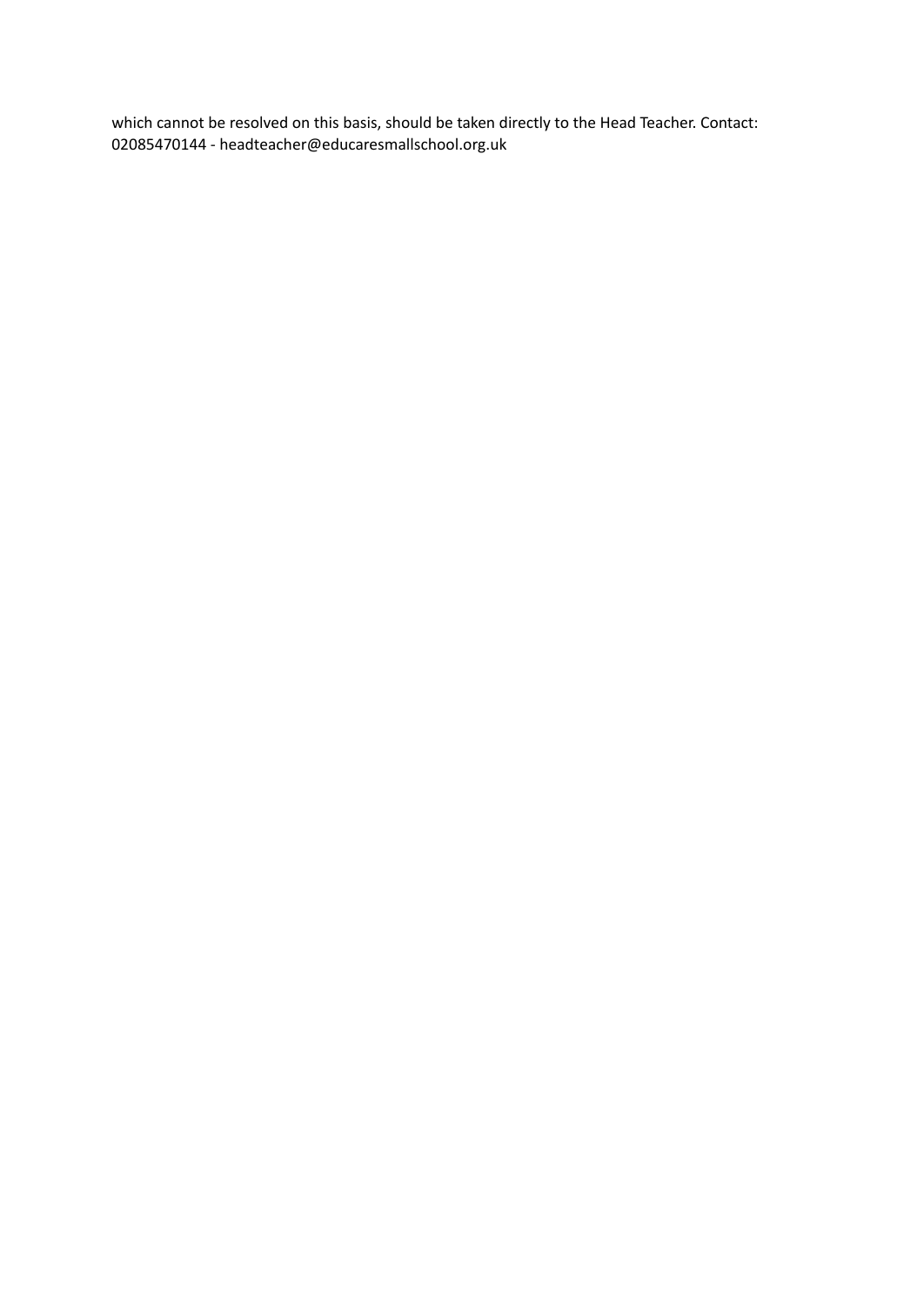which cannot be resolved on this basis, should be taken directly to the Head Teacher. Contact: 02085470144 - headteacher@educaresmallschool.org.uk